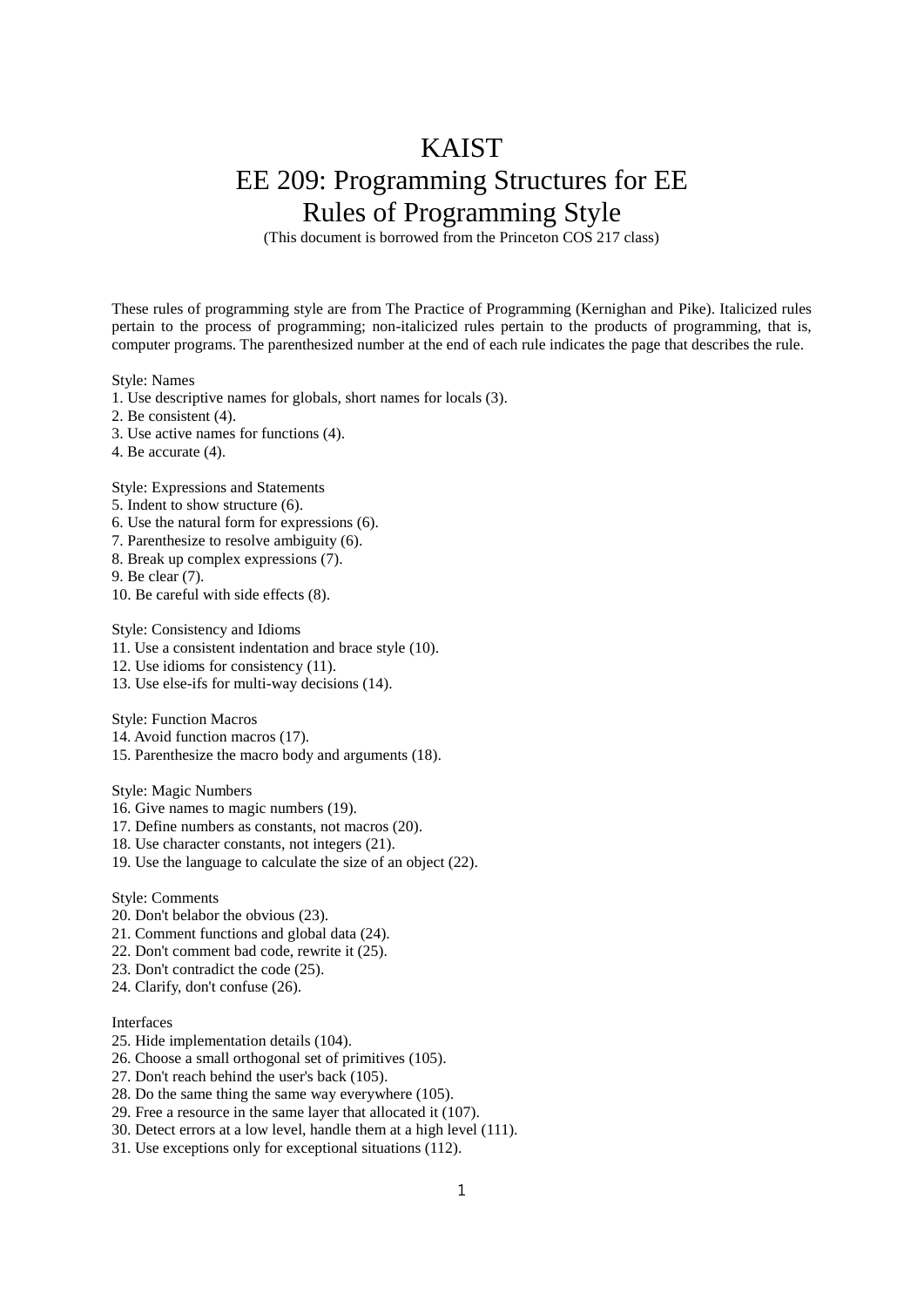# KAIST
# EE 209: Programming Structures for EE
# Rules of Programming Style

(This document is borrowed from the Princeton COS 217 class)

These rules of programming style are from The Practice of Programming (Kernighan and Pike). Italicized rules pertain to the process of programming; non-italicized rules pertain to the products of programming, that is, computer programs. The parenthesized number at the end of each rule indicates the page that describes the rule.

Style: Names
1. Use descriptive names for globals, short names for locals (3).
2. Be consistent (4).
3. Use active names for functions (4).
4. Be accurate (4).

Style: Expressions and Statements
5. Indent to show structure (6).
6. Use the natural form for expressions (6).
7. Parenthesize to resolve ambiguity (6).
8. Break up complex expressions (7).
9. Be clear (7).
10. Be careful with side effects (8).

Style: Consistency and Idioms
11. Use a consistent indentation and brace style (10).
12. Use idioms for consistency (11).
13. Use else-ifs for multi-way decisions (14).

Style: Function Macros
14. Avoid function macros (17).
15. Parenthesize the macro body and arguments (18).

Style: Magic Numbers
16. Give names to magic numbers (19).
17. Define numbers as constants, not macros (20).
18. Use character constants, not integers (21).
19. Use the language to calculate the size of an object (22).

Style: Comments
20. Don't belabor the obvious (23).
21. Comment functions and global data (24).
22. Don't comment bad code, rewrite it (25).
23. Don't contradict the code (25).
24. Clarify, don't confuse (26).

Interfaces
25. Hide implementation details (104).
26. Choose a small orthogonal set of primitives (105).
27. Don't reach behind the user's back (105).
28. Do the same thing the same way everywhere (105).
29. Free a resource in the same layer that allocated it (107).
30. Detect errors at a low level, handle them at a high level (111).
31. Use exceptions only for exceptional situations (112).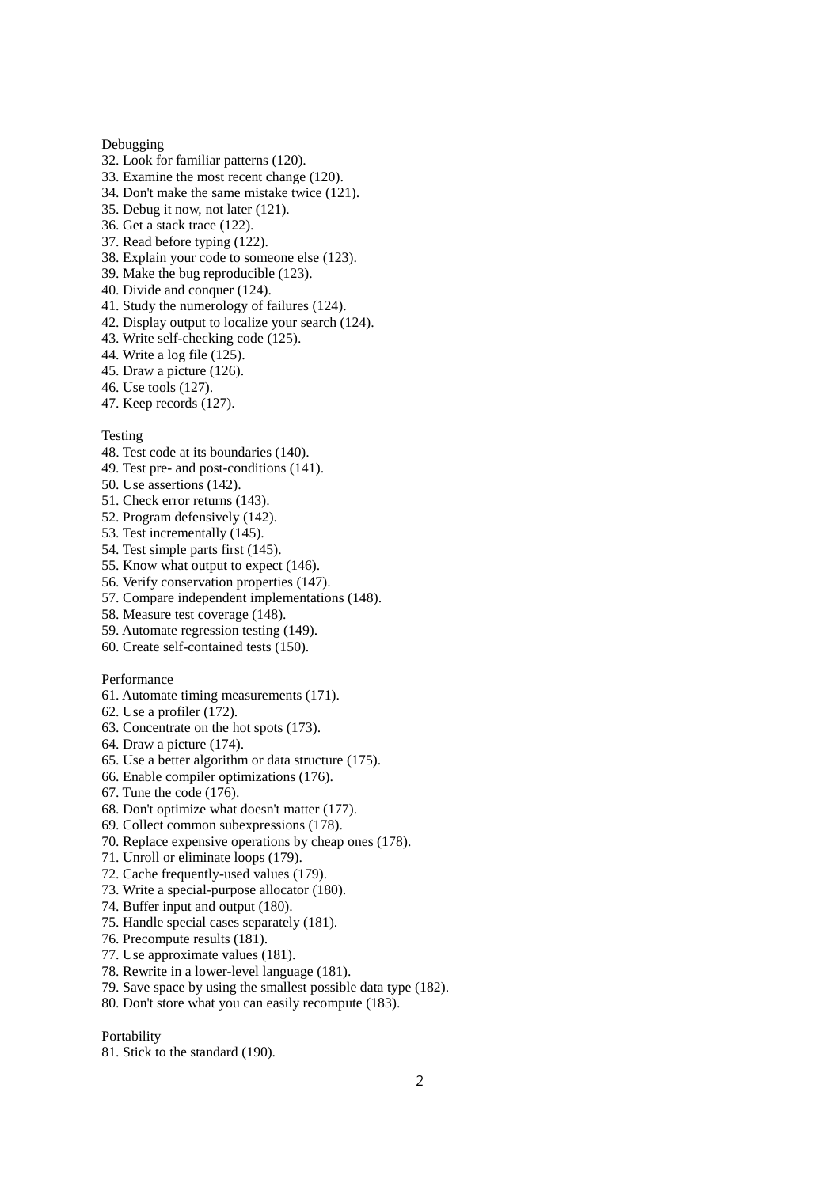Debugging

32. Look for familiar patterns (120).
33. Examine the most recent change (120).
34. Don't make the same mistake twice (121).
35. Debug it now, not later (121).
36. Get a stack trace (122).
37. Read before typing (122).
38. Explain your code to someone else (123).
39. Make the bug reproducible (123).
40. Divide and conquer (124).
41. Study the numerology of failures (124).
42. Display output to localize your search (124).
43. Write self-checking code (125).
44. Write a log file (125).
45. Draw a picture (126).
46. Use tools (127).
47. Keep records (127).

Testing

48. Test code at its boundaries (140).
49. Test pre- and post-conditions (141).
50. Use assertions (142).
51. Check error returns (143).
52. Program defensively (142).
53. Test incrementally (145).
54. Test simple parts first (145).
55. Know what output to expect (146).
56. Verify conservation properties (147).
57. Compare independent implementations (148).
58. Measure test coverage (148).
59. Automate regression testing (149).
60. Create self-contained tests (150).

Performance

61. Automate timing measurements (171).
62. Use a profiler (172).
63. Concentrate on the hot spots (173).
64. Draw a picture (174).
65. Use a better algorithm or data structure (175).
66. Enable compiler optimizations (176).
67. Tune the code (176).
68. Don't optimize what doesn't matter (177).
69. Collect common subexpressions (178).
70. Replace expensive operations by cheap ones (178).
71. Unroll or eliminate loops (179).
72. Cache frequently-used values (179).
73. Write a special-purpose allocator (180).
74. Buffer input and output (180).
75. Handle special cases separately (181).
76. Precompute results (181).
77. Use approximate values (181).
78. Rewrite in a lower-level language (181).
79. Save space by using the smallest possible data type (182).
80. Don't store what you can easily recompute (183).

Portability

81. Stick to the standard (190).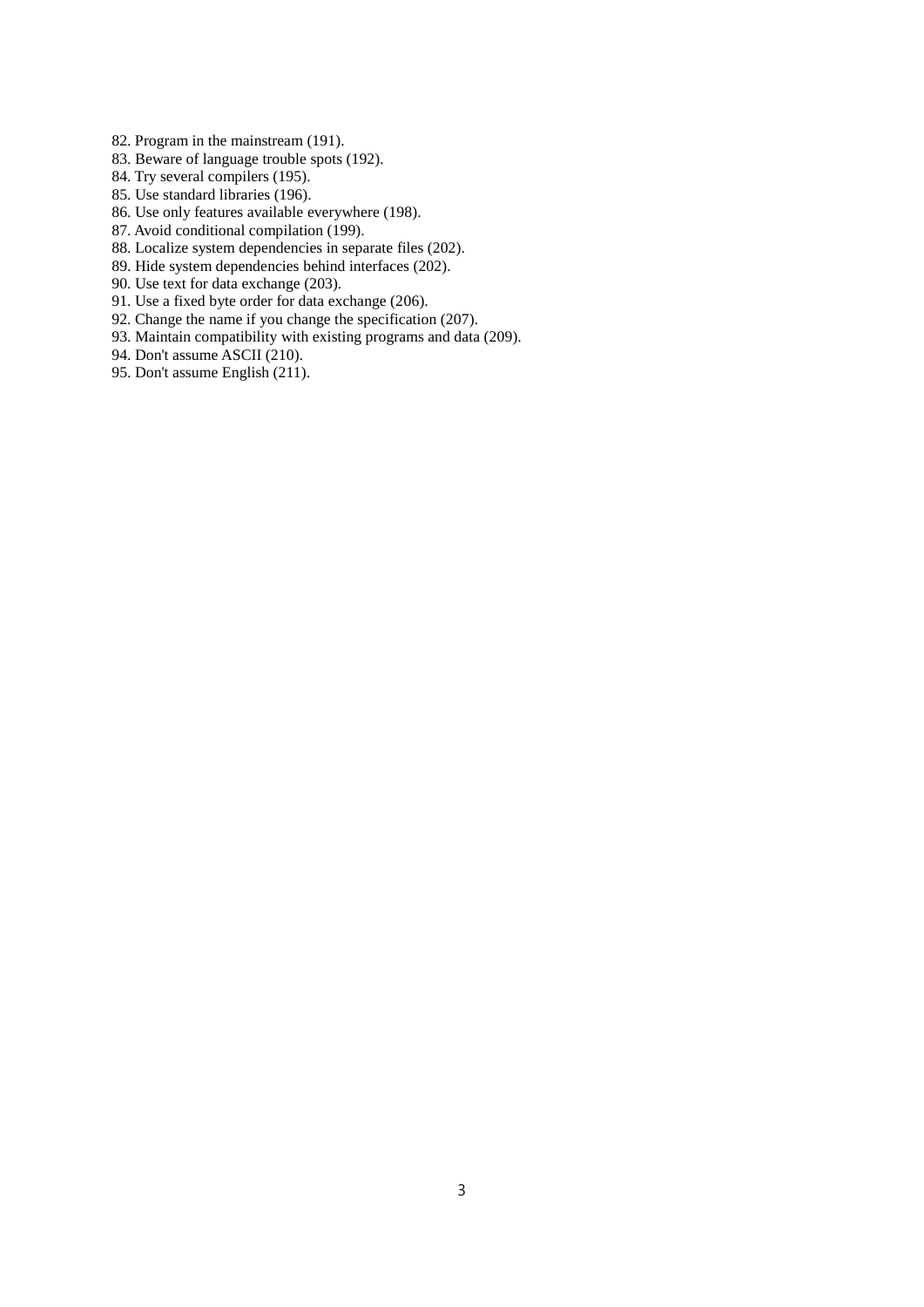82. Program in the mainstream (191).
83. Beware of language trouble spots (192).
84. Try several compilers (195).
85. Use standard libraries (196).
86. Use only features available everywhere (198).
87. Avoid conditional compilation (199).
88. Localize system dependencies in separate files (202).
89. Hide system dependencies behind interfaces (202).
90. Use text for data exchange (203).
91. Use a fixed byte order for data exchange (206).
92. Change the name if you change the specification (207).
93. Maintain compatibility with existing programs and data (209).
94. Don't assume ASCII (210).
95. Don't assume English (211).